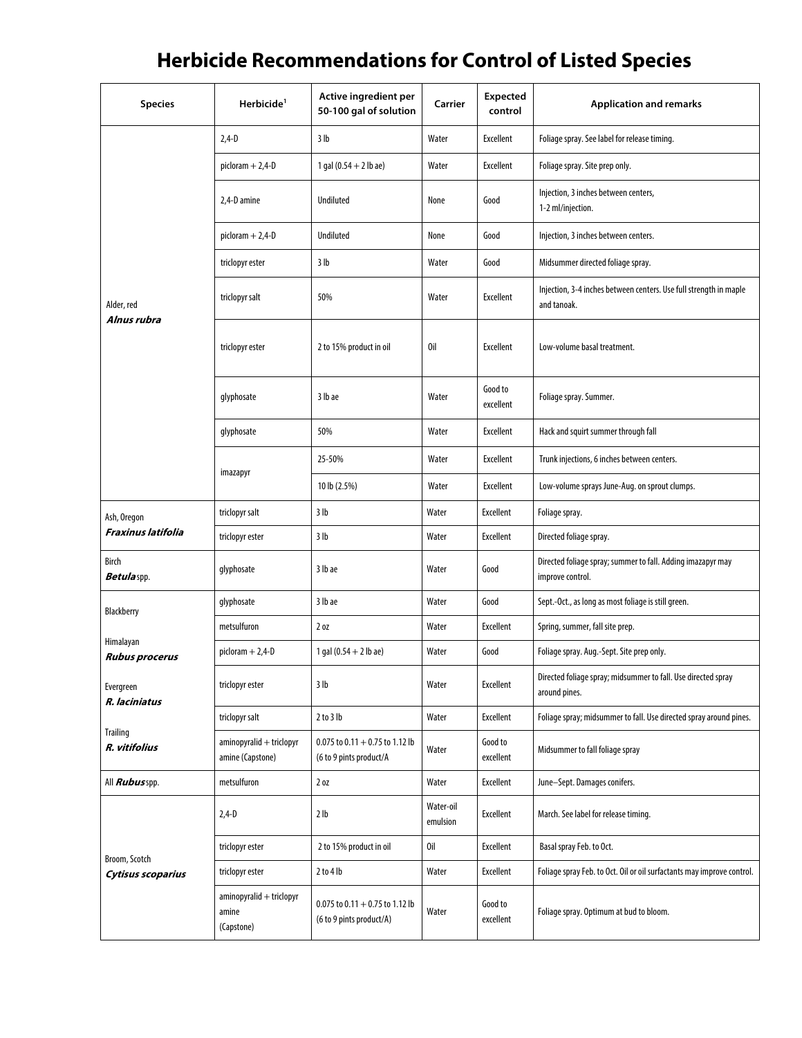# Herbicide Recommendations for Control of Listed Species

| Species | Herbicide[1] | Active ingredient per 50-100 gal of solution | Carrier | Expected control | Application and remarks |
|---|---|---|---|---|---|
| Alder, red ***Alnus rubra*** | 2,4-D | 3 lb | Water | Excellent | Foliage spray. See label for release timing. |
| | picloram + 2,4-D | 1 gal (0.54 + 2 lb ae) | Water | Excellent | Foliage spray. Site prep only. |
| | 2,4-D amine | Undiluted | None | Good | Injection, 3 inches between centers, 1-2 ml/injection. |
| | picloram + 2,4-D | Undiluted | None | Good | Injection, 3 inches between centers. |
| | triclopyr ester | 3 lb | Water | Good | Midsummer directed foliage spray. |
| | triclopyr salt | 50% | Water | Excellent | Injection, 3-4 inches between centers. Use full strength in maple and tanoak. |
| | triclopyr ester | 2 to 15% product in oil | Oil | Excellent | Low-volume basal treatment. |
| | glyphosate | 3 lb ae | Water | Good to excellent | Foliage spray. Summer. |
| | glyphosate | 50% | Water | Excellent | Hack and squirt summer through fall |
| | imazapyr | 25-50% | Water | Excellent | Trunk injections, 6 inches between centers. |
| | | 10 lb (2.5%) | Water | Excellent | Low-volume sprays June-Aug. on sprout clumps. |
| Ash, Oregon ***Fraxinus latifolia*** | triclopyr salt | 3 lb | Water | Excellent | Foliage spray. |
| | triclopyr ester | 3 lb | Water | Excellent | Directed foliage spray. |
| Birch ***Betula*** spp. | glyphosate | 3 lb ae | Water | Good | Directed foliage spray; summer to fall. Adding imazapyr may improve control. |
| Blackberry<br>Himalayan ***Rubus procerus***<br>Evergreen ***R. laciniatus***<br>Trailing ***R. vitifolius*** | glyphosate | 3 lb ae | Water | Good | Sept.-Oct., as long as most foliage is still green. |
| | metsulfuron | 2 oz | Water | Excellent | Spring, summer, fall site prep. |
| | picloram + 2,4-D | 1 gal (0.54 + 2 lb ae) | Water | Good | Foliage spray. Aug.-Sept. Site prep only. |
| | triclopyr ester | 3 lb | Water | Excellent | Directed foliage spray; midsummer to fall. Use directed spray around pines. |
| | triclopyr salt | 2 to 3 lb | Water | Excellent | Foliage spray; midsummer to fall. Use directed spray around pines. |
| | aminopyralid + triclopyr amine (Capstone) | 0.075 to 0.11 + 0.75 to 1.12 lb (6 to 9 pints product/A | Water | Good to excellent | Midsummer to fall foliage spray |
| All ***Rubus*** spp. | metsulfuron | 2 oz | Water | Excellent | June–Sept. Damages conifers. |
| Broom, Scotch ***Cytisus scoparius*** | 2,4-D | 2 lb | Water-oil emulsion | Excellent | March. See label for release timing. |
| | triclopyr ester | 2 to 15% product in oil | Oil | Excellent | Basal spray Feb. to Oct. |
| | triclopyr ester | 2 to 4 lb | Water | Excellent | Foliage spray Feb. to Oct. Oil or oil surfactants may improve control. |
| | aminopyralid + triclopyr amine (Capstone) | 0.075 to 0.11 + 0.75 to 1.12 lb (6 to 9 pints product/A) | Water | Good to excellent | Foliage spray. Optimum at bud to bloom. |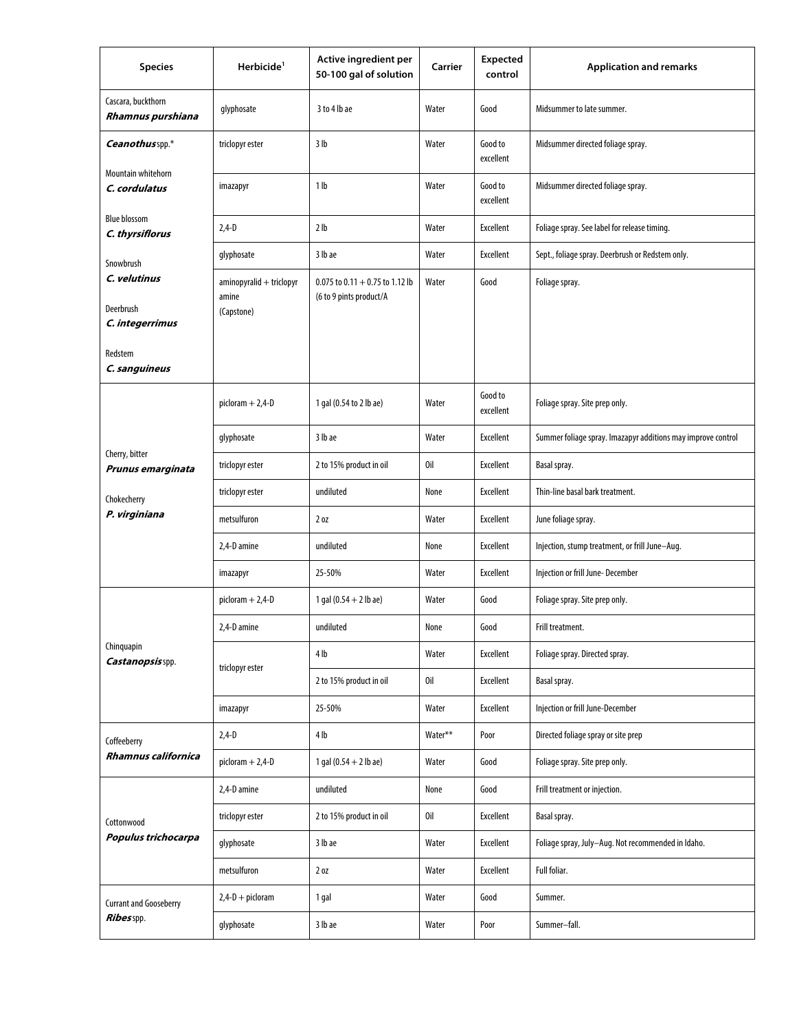| Species | Herbicide[1] | Active ingredient per 50-100 gal of solution | Carrier | Expected control | Application and remarks |
|---|---|---|---|---|---|
| Cascara, buckthorn ***Rhamnus purshiana*** | glyphosate | 3 to 4 lb ae | Water | Good | Midsummer to late summer. |
| ***Ceanothus*** spp.* Mountain whitehorn ***C. cordulatus*** Blue blossom ***C. thyrsiflorus*** Snowbrush ***C. velutinus*** Deerbrush ***C. integerrimus*** Redstem ***C. sanguineus*** | triclopyr ester | 3 lb | Water | Good to excellent | Midsummer directed foliage spray. |
| | imazapyr | 1 lb | Water | Good to excellent | Midsummer directed foliage spray. |
| | 2,4-D | 2 lb | Water | Excellent | Foliage spray. See label for release timing. |
| | glyphosate | 3 lb ae | Water | Excellent | Sept., foliage spray. Deerbrush or Redstem only. |
| | aminopyralid + triclopyr amine (Capstone) | 0.075 to 0.11 + 0.75 to 1.12 lb (6 to 9 pints product/A | Water | Good | Foliage spray. |
| Cherry, bitter ***Prunus emarginata*** Chokecherry ***P. virginiana*** | picloram + 2,4-D | 1 gal (0.54 to 2 lb ae) | Water | Good to excellent | Foliage spray. Site prep only. |
| | glyphosate | 3 lb ae | Water | Excellent | Summer foliage spray. Imazapyr additions may improve control |
| | triclopyr ester | 2 to 15% product in oil | Oil | Excellent | Basal spray. |
| | triclopyr ester | undiluted | None | Excellent | Thin-line basal bark treatment. |
| | metsulfuron | 2 oz | Water | Excellent | June foliage spray. |
| | 2,4-D amine | undiluted | None | Excellent | Injection, stump treatment, or frill June–Aug. |
| | imazapyr | 25-50% | Water | Excellent | Injection or frill June- December |
| Chinquapin ***Castanopsis*** spp. | picloram + 2,4-D | 1 gal (0.54 + 2 lb ae) | Water | Good | Foliage spray. Site prep only. |
| | 2,4-D amine | undiluted | None | Good | Frill treatment. |
| | triclopyr ester | 4 lb | Water | Excellent | Foliage spray. Directed spray. |
| | | 2 to 15% product in oil | Oil | Excellent | Basal spray. |
| | imazapyr | 25-50% | Water | Excellent | Injection or frill June-December |
| Coffeeberry ***Rhamnus californica*** | 2,4-D | 4 lb | Water** | Poor | Directed foliage spray or site prep |
| | picloram + 2,4-D | 1 gal (0.54 + 2 lb ae) | Water | Good | Foliage spray. Site prep only. |
| Cottonwood ***Populus trichocarpa*** | 2,4-D amine | undiluted | None | Good | Frill treatment or injection. |
| | triclopyr ester | 2 to 15% product in oil | Oil | Excellent | Basal spray. |
| | glyphosate | 3 lb ae | Water | Excellent | Foliage spray, July–Aug. Not recommended in Idaho. |
| | metsulfuron | 2 oz | Water | Excellent | Full foliar. |
| Currant and Gooseberry ***Ribes*** spp. | 2,4-D + picloram | 1 gal | Water | Good | Summer. |
| | glyphosate | 3 lb ae | Water | Poor | Summer–fall. |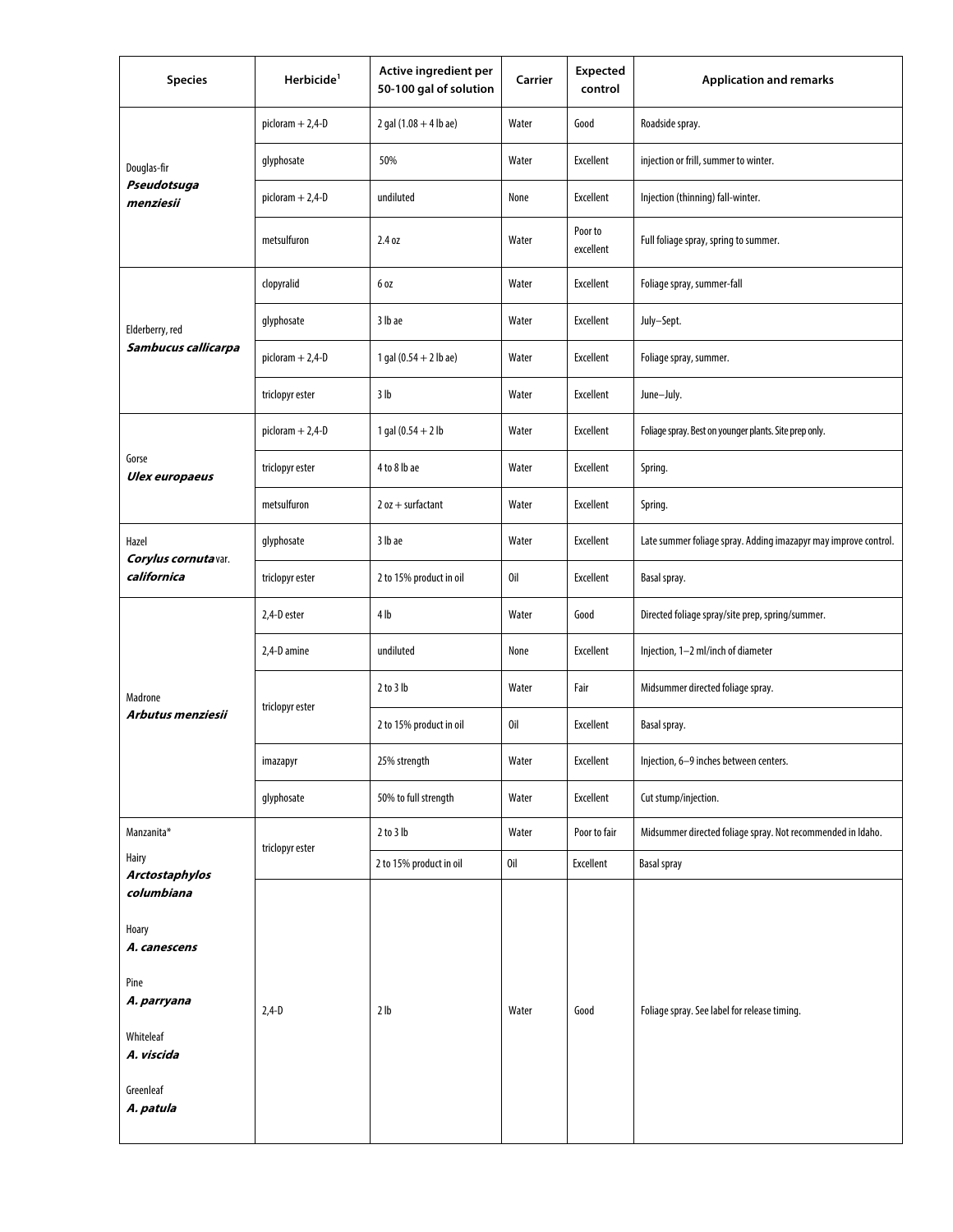| Species | Herbicide[1] | Active ingredient per 50-100 gal of solution | Carrier | Expected control | Application and remarks |
| --- | --- | --- | --- | --- | --- |
| Douglas-fir ***Pseudotsuga menziesii*** | picloram + 2,4-D | 2 gal (1.08 + 4 lb ae) | Water | Good | Roadside spray. |
| | glyphosate | 50% | Water | Excellent | injection or frill, summer to winter. |
| | picloram + 2,4-D | undiluted | None | Excellent | Injection (thinning) fall-winter. |
| | metsulfuron | 2.4 oz | Water | Poor to excellent | Full foliage spray, spring to summer. |
| Elderberry, red ***Sambucus callicarpa*** | clopyralid | 6 oz | Water | Excellent | Foliage spray, summer-fall |
| | glyphosate | 3 lb ae | Water | Excellent | July–Sept. |
| | picloram + 2,4-D | 1 gal (0.54 + 2 lb ae) | Water | Excellent | Foliage spray, summer. |
| | triclopyr ester | 3 lb | Water | Excellent | June–July. |
| Gorse ***Ulex europaeus*** | picloram + 2,4-D | 1 gal (0.54 + 2 lb | Water | Excellent | Foliage spray. Best on younger plants. Site prep only. |
| | triclopyr ester | 4 to 8 lb ae | Water | Excellent | Spring. |
| | metsulfuron | 2 oz + surfactant | Water | Excellent | Spring. |
| Hazel ***Corylus cornuta*** var. ***californica*** | glyphosate | 3 lb ae | Water | Excellent | Late summer foliage spray. Adding imazapyr may improve control. |
| | triclopyr ester | 2 to 15% product in oil | Oil | Excellent | Basal spray. |
| Madrone ***Arbutus menziesii*** | 2,4-D ester | 4 lb | Water | Good | Directed foliage spray/site prep, spring/summer. |
| | 2,4-D amine | undiluted | None | Excellent | Injection, 1–2 ml/inch of diameter |
| | triclopyr ester | 2 to 3 lb | Water | Fair | Midsummer directed foliage spray. |
| | triclopyr ester | 2 to 15% product in oil | Oil | Excellent | Basal spray. |
| | imazapyr | 25% strength | Water | Excellent | Injection, 6–9 inches between centers. |
| | glyphosate | 50% to full strength | Water | Excellent | Cut stump/injection. |
| Manzanita* Hairy ***Arctostaphylos columbiana*** Hoary ***A. canescens*** Pine ***A. parryana*** Whiteleaf ***A. viscida*** Greenleaf ***A. patula*** | triclopyr ester | 2 to 3 lb | Water | Poor to fair | Midsummer directed foliage spray. Not recommended in Idaho. |
| | triclopyr ester | 2 to 15% product in oil | Oil | Excellent | Basal spray |
| | 2,4-D | 2 lb | Water | Good | Foliage spray. See label for release timing. |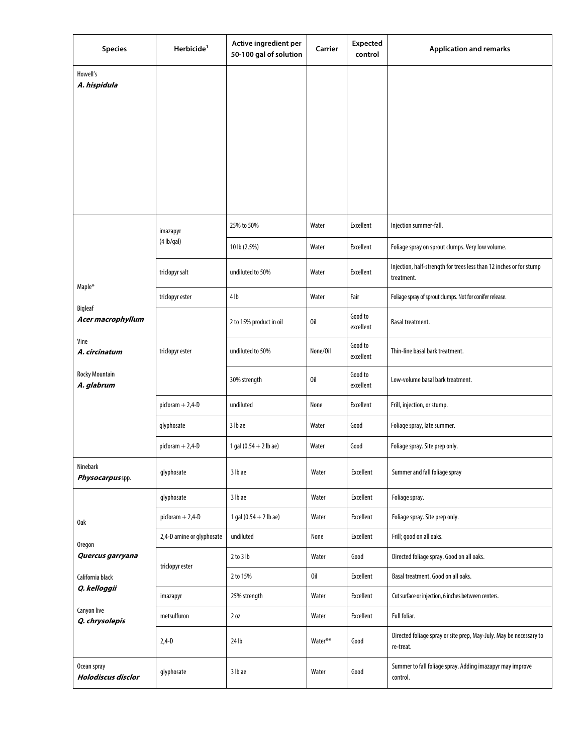| Species | Herbicide[1] | Active ingredient per 50-100 gal of solution | Carrier | Expected control | Application and remarks |
|---|---|---|---|---|---|
| Howell's ***A. hispidula*** | | | | | |
| Maple* Bigleaf ***Acer macrophyllum*** Vine ***A. circinatum*** Rocky Mountain ***A. glabrum*** | imazapyr (4 lb/gal) | 25% to 50% | Water | Excellent | Injection summer-fall. |
| | | 10 lb (2.5%) | Water | Excellent | Foliage spray on sprout clumps. Very low volume. |
| | triclopyr salt | undiluted to 50% | Water | Excellent | Injection, half-strength for trees less than 12 inches or for stump treatment. |
| | triclopyr ester | 4 lb | Water | Fair | Foliage spray of sprout clumps. Not for conifer release. |
| | triclopyr ester | 2 to 15% product in oil | Oil | Good to excellent | Basal treatment. |
| | | undiluted to 50% | None/Oil | Good to excellent | Thin-line basal bark treatment. |
| | | 30% strength | Oil | Good to excellent | Low-volume basal bark treatment. |
| | picloram + 2,4-D | undiluted | None | Excellent | Frill, injection, or stump. |
| | glyphosate | 3 lb ae | Water | Good | Foliage spray, late summer. |
| | picloram + 2,4-D | 1 gal (0.54 + 2 lb ae) | Water | Good | Foliage spray. Site prep only. |
| Ninebark ***Physocarpus*** spp. | glyphosate | 3 lb ae | Water | Excellent | Summer and fall foliage spray |
| Oak Oregon ***Quercus garryana*** California black ***Q. kelloggii*** Canyon live ***Q. chrysolepis*** | glyphosate | 3 lb ae | Water | Excellent | Foliage spray. |
| | picloram + 2,4-D | 1 gal (0.54 + 2 lb ae) | Water | Excellent | Foliage spray. Site prep only. |
| | 2,4-D amine or glyphosate | undiluted | None | Excellent | Frill; good on all oaks. |
| | triclopyr ester | 2 to 3 lb | Water | Good | Directed foliage spray. Good on all oaks. |
| | | 2 to 15% | Oil | Excellent | Basal treatment. Good on all oaks. |
| | imazapyr | 25% strength | Water | Excellent | Cut surface or injection, 6 inches between centers. |
| | metsulfuron | 2 oz | Water | Excellent | Full foliar. |
| | 2,4-D | 24 lb | Water** | Good | Directed foliage spray or site prep, May-July. May be necessary to re-treat. |
| Ocean spray ***Holodiscus disclor*** | glyphosate | 3 lb ae | Water | Good | Summer to fall foliage spray. Adding imazapyr may improve control. |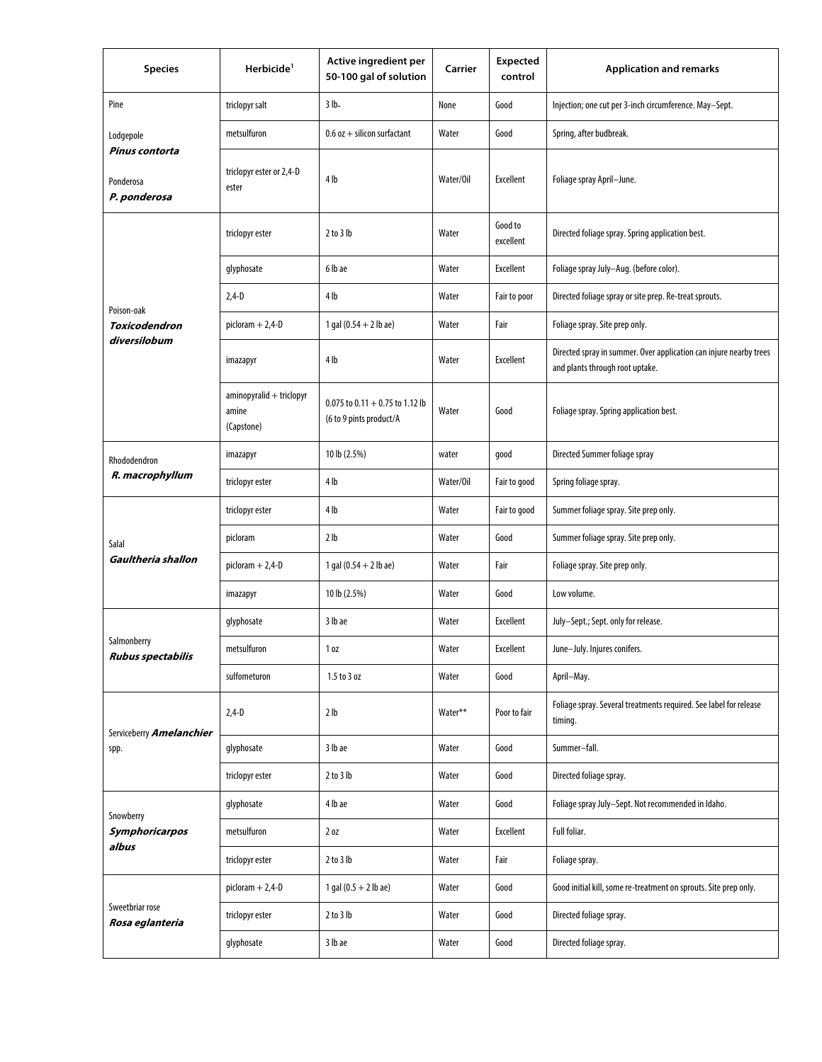| Species | Herbicide[1] | Active ingredient per 50-100 gal of solution | Carrier | Expected control | Application and remarks |
|---|---|---|---|---|---|
| Pine | triclopyr salt | 3 lb. | None | Good | Injection; one cut per 3-inch circumference. May–Sept. |
| Lodgepole ***Pinus contorta*** | metsulfuron | 0.6 oz + silicon surfactant | Water | Good | Spring, after budbreak. |
| Ponderosa ***P. ponderosa*** | triclopyr ester or 2,4-D ester | 4 lb | Water/Oil | Excellent | Foliage spray April–June. |
| Poison-oak ***Toxicodendron diversilobum*** | triclopyr ester | 2 to 3 lb | Water | Good to excellent | Directed foliage spray. Spring application best. |
| | glyphosate | 6 lb ae | Water | Excellent | Foliage spray July–Aug. (before color). |
| | 2,4-D | 4 lb | Water | Fair to poor | Directed foliage spray or site prep. Re-treat sprouts. |
| | picloram + 2,4-D | 1 gal (0.54 + 2 lb ae) | Water | Fair | Foliage spray. Site prep only. |
| | imazapyr | 4 lb | Water | Excellent | Directed spray in summer. Over application can injure nearby trees and plants through root uptake. |
| | aminopyralid + triclopyr amine (Capstone) | 0.075 to 0.11 + 0.75 to 1.12 lb (6 to 9 pints product/A | Water | Good | Foliage spray. Spring application best. |
| Rhododendron ***R. macrophyllum*** | imazapyr | 10 lb (2.5%) | water | good | Directed Summer foliage spray |
| | triclopyr ester | 4 lb | Water/Oil | Fair to good | Spring foliage spray. |
| Salal ***Gaultheria shallon*** | triclopyr ester | 4 lb | Water | Fair to good | Summer foliage spray. Site prep only. |
| | picloram | 2 lb | Water | Good | Summer foliage spray. Site prep only. |
| | picloram + 2,4-D | 1 gal (0.54 + 2 lb ae) | Water | Fair | Foliage spray. Site prep only. |
| | imazapyr | 10 lb (2.5%) | Water | Good | Low volume. |
| Salmonberry ***Rubus spectabilis*** | glyphosate | 3 lb ae | Water | Excellent | July–Sept.; Sept. only for release. |
| | metsulfuron | 1 oz | Water | Excellent | June–July. Injures conifers. |
| | sulfometuron | 1.5 to 3 oz | Water | Good | April–May. |
| Serviceberry ***Amelanchier*** spp. | 2,4-D | 2 lb | Water** | Poor to fair | Foliage spray. Several treatments required. See label for release timing. |
| | glyphosate | 3 lb ae | Water | Good | Summer–fall. |
| | triclopyr ester | 2 to 3 lb | Water | Good | Directed foliage spray. |
| Snowberry ***Symphoricarpos albus*** | glyphosate | 4 lb ae | Water | Good | Foliage spray July–Sept. Not recommended in Idaho. |
| | metsulfuron | 2 oz | Water | Excellent | Full foliar. |
| | triclopyr ester | 2 to 3 lb | Water | Fair | Foliage spray. |
| Sweetbriar rose ***Rosa eglanteria*** | picloram + 2,4-D | 1 gal (0.5 + 2 lb ae) | Water | Good | Good initial kill, some re-treatment on sprouts. Site prep only. |
| | triclopyr ester | 2 to 3 lb | Water | Good | Directed foliage spray. |
| | glyphosate | 3 lb ae | Water | Good | Directed foliage spray. |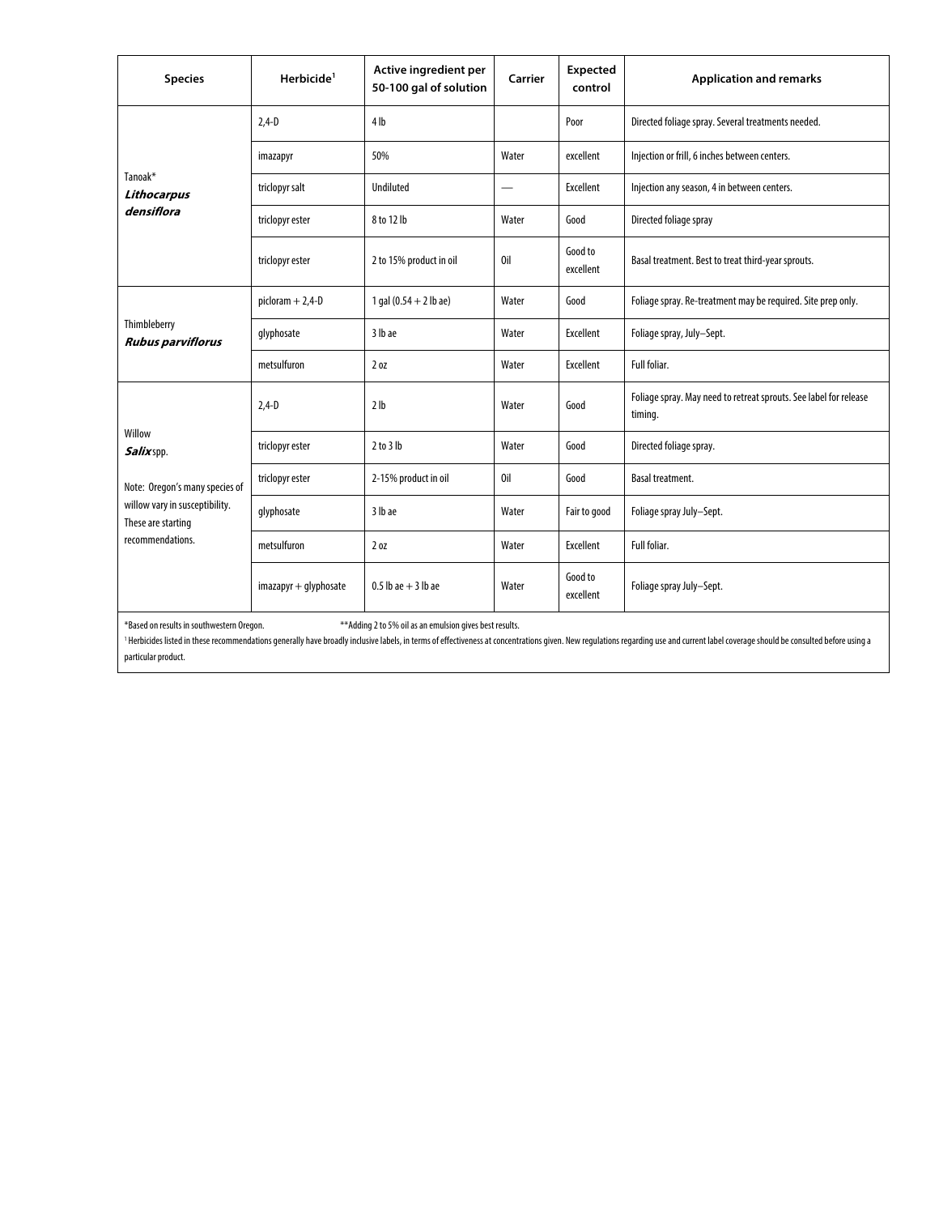| Species | Herbicide[1] | Active ingredient per 50-100 gal of solution | Carrier | Expected control | Application and remarks |
|---|---|---|---|---|---|
| Tanoak* ***Lithocarpus densiflora*** | 2,4-D | 4 lb | | Poor | Directed foliage spray. Several treatments needed. |
| | imazapyr | 50% | Water | excellent | Injection or frill, 6 inches between centers. |
| | triclopyr salt | Undiluted | — | Excellent | Injection any season, 4 in between centers. |
| | triclopyr ester | 8 to 12 lb | Water | Good | Directed foliage spray |
| | triclopyr ester | 2 to 15% product in oil | Oil | Good to excellent | Basal treatment. Best to treat third-year sprouts. |
| Thimbleberry ***Rubus parviflorus*** | picloram + 2,4-D | 1 gal (0.54 + 2 lb ae) | Water | Good | Foliage spray. Re-treatment may be required. Site prep only. |
| | glyphosate | 3 lb ae | Water | Excellent | Foliage spray, July–Sept. |
| | metsulfuron | 2 oz | Water | Excellent | Full foliar. |
| Willow ***Salix*** spp. Note: Oregon's many species of willow vary in susceptibility. These are starting recommendations. | 2,4-D | 2 lb | Water | Good | Foliage spray. May need to retreat sprouts. See label for release timing. |
| | triclopyr ester | 2 to 3 lb | Water | Good | Directed foliage spray. |
| | triclopyr ester | 2-15% product in oil | Oil | Good | Basal treatment. |
| | glyphosate | 3 lb ae | Water | Fair to good | Foliage spray July–Sept. |
| | metsulfuron | 2 oz | Water | Excellent | Full foliar. |
| | imazapyr + glyphosate | 0.5 lb ae + 3 lb ae | Water | Good to excellent | Foliage spray July–Sept. |

*Based on results in southwestern Oregon. **Adding 2 to 5% oil as an emulsion gives best results.

[1] Herbicides listed in these recommendations generally have broadly inclusive labels, in terms of effectiveness at concentrations given. New regulations regarding use and current label coverage should be consulted before using a particular product.